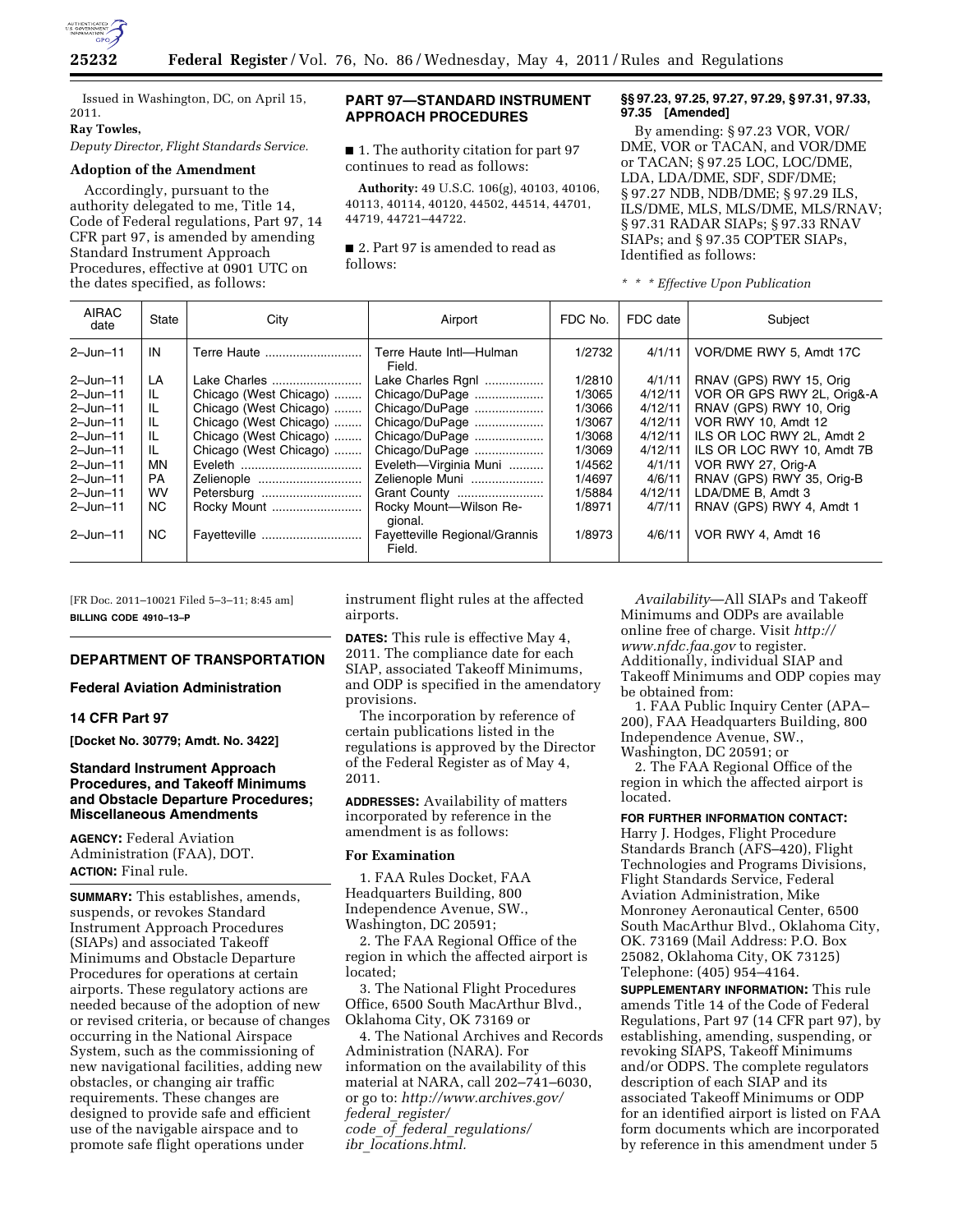Issued in Washington, DC, on April 15, 2011.

**Ray Towles,**

*Deputy Director, Flight Standards Service.*

**Adoption of the Amendment**

Accordingly, pursuant to the authority delegated to me, Title 14, Code of Federal regulations, Part 97, 14 CFR part 97, is amended by amending Standard Instrument Approach Procedures, effective at 0901 UTC on the dates specified, as follows:

## PART 97—STANDARD INSTRUMENT APPROACH PROCEDURES

■ 1. The authority citation for part 97 continues to read as follows:

**Authority:** 49 U.S.C. 106(g), 40103, 40106, 40113, 40114, 40120, 44502, 44514, 44701, 44719, 44721–44722.

■ 2. Part 97 is amended to read as follows:

**§§ 97.23, 97.25, 97.27, 97.29, § 97.31, 97.33, 97.35 [Amended]**

By amending: § 97.23 VOR, VOR/DME, VOR or TACAN, and VOR/DME or TACAN; § 97.25 LOC, LOC/DME, LDA, LDA/DME, SDF, SDF/DME; § 97.27 NDB, NDB/DME; § 97.29 ILS, ILS/DME, MLS, MLS/DME, MLS/RNAV; § 97.31 RADAR SIAPs; § 97.33 RNAV SIAPs; and § 97.35 COPTER SIAPs, Identified as follows:

*\* \* \* Effective Upon Publication*

| AIRAC date | State | City | Airport | FDC No. | FDC date | Subject |
|---|---|---|---|---|---|---|
| 2–Jun–11 | IN | Terre Haute | Terre Haute Intl—Hulman Field. | 1/2732 | 4/1/11 | VOR/DME RWY 5, Amdt 17C |
| 2–Jun–11 | LA | Lake Charles | Lake Charles Rgnl | 1/2810 | 4/1/11 | RNAV (GPS) RWY 15, Orig |
| 2–Jun–11 | IL | Chicago (West Chicago) | Chicago/DuPage | 1/3065 | 4/12/11 | VOR OR GPS RWY 2L, Orig&-A |
| 2–Jun–11 | IL | Chicago (West Chicago) | Chicago/DuPage | 1/3066 | 4/12/11 | RNAV (GPS) RWY 10, Orig |
| 2–Jun–11 | IL | Chicago (West Chicago) | Chicago/DuPage | 1/3067 | 4/12/11 | VOR RWY 10, Amdt 12 |
| 2–Jun–11 | IL | Chicago (West Chicago) | Chicago/DuPage | 1/3068 | 4/12/11 | ILS OR LOC RWY 2L, Amdt 2 |
| 2–Jun–11 | IL | Chicago (West Chicago) | Chicago/DuPage | 1/3069 | 4/12/11 | ILS OR LOC RWY 10, Amdt 7B |
| 2–Jun–11 | MN | Eveleth | Eveleth—Virginia Muni | 1/4562 | 4/1/11 | VOR RWY 27, Orig-A |
| 2–Jun–11 | PA | Zelienople | Zelienople Muni | 1/4697 | 4/6/11 | RNAV (GPS) RWY 35, Orig-B |
| 2–Jun–11 | WV | Petersburg | Grant County | 1/5884 | 4/12/11 | LDA/DME B, Amdt 3 |
| 2–Jun–11 | NC | Rocky Mount | Rocky Mount—Wilson Regional. | 1/8971 | 4/7/11 | RNAV (GPS) RWY 4, Amdt 1 |
| 2–Jun–11 | NC | Fayetteville | Fayetteville Regional/Grannis Field. | 1/8973 | 4/6/11 | VOR RWY 4, Amdt 16 |

[FR Doc. 2011–10021 Filed 5–3–11; 8:45 am]

**BILLING CODE 4910–13–P**

## DEPARTMENT OF TRANSPORTATION

### Federal Aviation Administration

### 14 CFR Part 97

**[Docket No. 30779; Amdt. No. 3422]**

### Standard Instrument Approach Procedures, and Takeoff Minimums and Obstacle Departure Procedures; Miscellaneous Amendments

**AGENCY:** Federal Aviation Administration (FAA), DOT.

**ACTION:** Final rule.

**SUMMARY:** This establishes, amends, suspends, or revokes Standard Instrument Approach Procedures (SIAPs) and associated Takeoff Minimums and Obstacle Departure Procedures for operations at certain airports. These regulatory actions are needed because of the adoption of new or revised criteria, or because of changes occurring in the National Airspace System, such as the commissioning of new navigational facilities, adding new obstacles, or changing air traffic requirements. These changes are designed to provide safe and efficient use of the navigable airspace and to promote safe flight operations under instrument flight rules at the affected airports.

**DATES:** This rule is effective May 4, 2011. The compliance date for each SIAP, associated Takeoff Minimums, and ODP is specified in the amendatory provisions.

The incorporation by reference of certain publications listed in the regulations is approved by the Director of the Federal Register as of May 4, 2011.

**ADDRESSES:** Availability of matters incorporated by reference in the amendment is as follows:

**For Examination**

1. FAA Rules Docket, FAA Headquarters Building, 800 Independence Avenue, SW., Washington, DC 20591;

2. The FAA Regional Office of the region in which the affected airport is located;

3. The National Flight Procedures Office, 6500 South MacArthur Blvd., Oklahoma City, OK 73169 or

4. The National Archives and Records Administration (NARA). For information on the availability of this material at NARA, call 202–741–6030, or go to: *http://www.archives.gov/federal_register/code_of_federal_regulations/ibr_locations.html.*

*Availability*—All SIAPs and Takeoff Minimums and ODPs are available online free of charge. Visit *http://www.nfdc.faa.gov* to register. Additionally, individual SIAP and Takeoff Minimums and ODP copies may be obtained from:

1. FAA Public Inquiry Center (APA–200), FAA Headquarters Building, 800 Independence Avenue, SW., Washington, DC 20591; or

2. The FAA Regional Office of the region in which the affected airport is located.

**FOR FURTHER INFORMATION CONTACT:** Harry J. Hodges, Flight Procedure Standards Branch (AFS–420), Flight Technologies and Programs Divisions, Flight Standards Service, Federal Aviation Administration, Mike Monroney Aeronautical Center, 6500 South MacArthur Blvd., Oklahoma City, OK. 73169 (Mail Address: P.O. Box 25082, Oklahoma City, OK 73125) Telephone: (405) 954–4164.

**SUPPLEMENTARY INFORMATION:** This rule amends Title 14 of the Code of Federal Regulations, Part 97 (14 CFR part 97), by establishing, amending, suspending, or revoking SIAPS, Takeoff Minimums and/or ODPS. The complete regulators description of each SIAP and its associated Takeoff Minimums or ODP for an identified airport is listed on FAA form documents which are incorporated by reference in this amendment under 5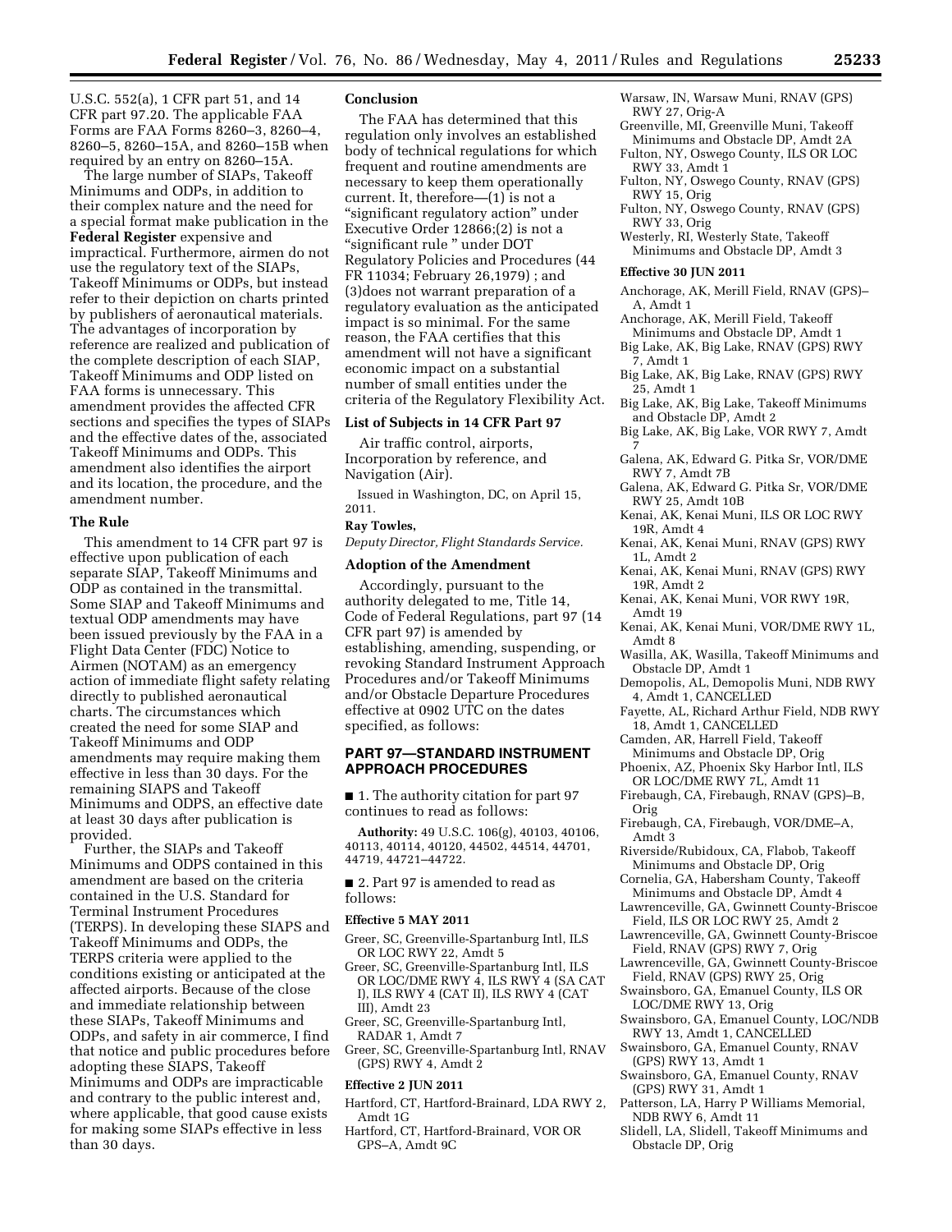U.S.C. 552(a), 1 CFR part 51, and 14 CFR part 97.20. The applicable FAA Forms are FAA Forms 8260–3, 8260–4, 8260–5, 8260–15A, and 8260–15B when required by an entry on 8260–15A.

The large number of SIAPs, Takeoff Minimums and ODPs, in addition to their complex nature and the need for a special format make publication in the **Federal Register** expensive and impractical. Furthermore, airmen do not use the regulatory text of the SIAPs, Takeoff Minimums or ODPs, but instead refer to their depiction on charts printed by publishers of aeronautical materials. The advantages of incorporation by reference are realized and publication of the complete description of each SIAP, Takeoff Minimums and ODP listed on FAA forms is unnecessary. This amendment provides the affected CFR sections and specifies the types of SIAPs and the effective dates of the, associated Takeoff Minimums and ODPs. This amendment also identifies the airport and its location, the procedure, and the amendment number.

## The Rule

This amendment to 14 CFR part 97 is effective upon publication of each separate SIAP, Takeoff Minimums and ODP as contained in the transmittal. Some SIAP and Takeoff Minimums and textual ODP amendments may have been issued previously by the FAA in a Flight Data Center (FDC) Notice to Airmen (NOTAM) as an emergency action of immediate flight safety relating directly to published aeronautical charts. The circumstances which created the need for some SIAP and Takeoff Minimums and ODP amendments may require making them effective in less than 30 days. For the remaining SIAPS and Takeoff Minimums and ODPS, an effective date at least 30 days after publication is provided.

Further, the SIAPs and Takeoff Minimums and ODPS contained in this amendment are based on the criteria contained in the U.S. Standard for Terminal Instrument Procedures (TERPS). In developing these SIAPS and Takeoff Minimums and ODPs, the TERPS criteria were applied to the conditions existing or anticipated at the affected airports. Because of the close and immediate relationship between these SIAPs, Takeoff Minimums and ODPs, and safety in air commerce, I find that notice and public procedures before adopting these SIAPS, Takeoff Minimums and ODPs are impracticable and contrary to the public interest and, where applicable, that good cause exists for making some SIAPs effective in less than 30 days.

## Conclusion

The FAA has determined that this regulation only involves an established body of technical regulations for which frequent and routine amendments are necessary to keep them operationally current. It, therefore—(1) is not a "significant regulatory action" under Executive Order 12866;(2) is not a "significant rule " under DOT Regulatory Policies and Procedures (44 FR 11034; February 26,1979) ; and (3)does not warrant preparation of a regulatory evaluation as the anticipated impact is so minimal. For the same reason, the FAA certifies that this amendment will not have a significant economic impact on a substantial number of small entities under the criteria of the Regulatory Flexibility Act.

## List of Subjects in 14 CFR Part 97

Air traffic control, airports, Incorporation by reference, and Navigation (Air).

Issued in Washington, DC, on April 15, 2011.

**Ray Towles,**

*Deputy Director, Flight Standards Service.*

## Adoption of the Amendment

Accordingly, pursuant to the authority delegated to me, Title 14, Code of Federal Regulations, part 97 (14 CFR part 97) is amended by establishing, amending, suspending, or revoking Standard Instrument Approach Procedures and/or Takeoff Minimums and/or Obstacle Departure Procedures effective at 0902 UTC on the dates specified, as follows:

## PART 97—STANDARD INSTRUMENT APPROACH PROCEDURES

■ 1. The authority citation for part 97 continues to read as follows:

**Authority:** 49 U.S.C. 106(g), 40103, 40106, 40113, 40114, 40120, 44502, 44514, 44701, 44719, 44721–44722.

■ 2. Part 97 is amended to read as follows:

**Effective 5 MAY 2011**

Greer, SC, Greenville-Spartanburg Intl, ILS OR LOC RWY 22, Amdt 5
Greer, SC, Greenville-Spartanburg Intl, ILS OR LOC/DME RWY 4, ILS RWY 4 (SA CAT I), ILS RWY 4 (CAT II), ILS RWY 4 (CAT III), Amdt 23
Greer, SC, Greenville-Spartanburg Intl, RADAR 1, Amdt 7
Greer, SC, Greenville-Spartanburg Intl, RNAV (GPS) RWY 4, Amdt 2

**Effective 2 JUN 2011**

Hartford, CT, Hartford-Brainard, LDA RWY 2, Amdt 1G
Hartford, CT, Hartford-Brainard, VOR OR GPS–A, Amdt 9C
Warsaw, IN, Warsaw Muni, RNAV (GPS) RWY 27, Orig-A
Greenville, MI, Greenville Muni, Takeoff Minimums and Obstacle DP, Amdt 2A
Fulton, NY, Oswego County, ILS OR LOC RWY 33, Amdt 1
Fulton, NY, Oswego County, RNAV (GPS) RWY 15, Orig
Fulton, NY, Oswego County, RNAV (GPS) RWY 33, Orig
Westerly, RI, Westerly State, Takeoff Minimums and Obstacle DP, Amdt 3

**Effective 30 JUN 2011**

Anchorage, AK, Merill Field, RNAV (GPS)–A, Amdt 1
Anchorage, AK, Merill Field, Takeoff Minimums and Obstacle DP, Amdt 1
Big Lake, AK, Big Lake, RNAV (GPS) RWY 7, Amdt 1
Big Lake, AK, Big Lake, RNAV (GPS) RWY 25, Amdt 1
Big Lake, AK, Big Lake, Takeoff Minimums and Obstacle DP, Amdt 2
Big Lake, AK, Big Lake, VOR RWY 7, Amdt 7
Galena, AK, Edward G. Pitka Sr, VOR/DME RWY 7, Amdt 7B
Galena, AK, Edward G. Pitka Sr, VOR/DME RWY 25, Amdt 10B
Kenai, AK, Kenai Muni, ILS OR LOC RWY 19R, Amdt 4
Kenai, AK, Kenai Muni, RNAV (GPS) RWY 1L, Amdt 2
Kenai, AK, Kenai Muni, RNAV (GPS) RWY 19R, Amdt 2
Kenai, AK, Kenai Muni, VOR RWY 19R, Amdt 19
Kenai, AK, Kenai Muni, VOR/DME RWY 1L, Amdt 8
Wasilla, AK, Wasilla, Takeoff Minimums and Obstacle DP, Amdt 1
Demopolis, AL, Demopolis Muni, NDB RWY 4, Amdt 1, CANCELLED
Fayette, AL, Richard Arthur Field, NDB RWY 18, Amdt 1, CANCELLED
Camden, AR, Harrell Field, Takeoff Minimums and Obstacle DP, Orig
Phoenix, AZ, Phoenix Sky Harbor Intl, ILS OR LOC/DME RWY 7L, Amdt 11
Firebaugh, CA, Firebaugh, RNAV (GPS)–B, Orig
Firebaugh, CA, Firebaugh, VOR/DME–A, Amdt 3
Riverside/Rubidoux, CA, Flabob, Takeoff Minimums and Obstacle DP, Orig
Cornelia, GA, Habersham County, Takeoff Minimums and Obstacle DP, Amdt 4
Lawrenceville, GA, Gwinnett County-Briscoe Field, ILS OR LOC RWY 25, Amdt 2
Lawrenceville, GA, Gwinnett County-Briscoe Field, RNAV (GPS) RWY 7, Orig
Lawrenceville, GA, Gwinnett County-Briscoe Field, RNAV (GPS) RWY 25, Orig
Swainsboro, GA, Emanuel County, ILS OR LOC/DME RWY 13, Orig
Swainsboro, GA, Emanuel County, LOC/NDB RWY 13, Amdt 1, CANCELLED
Swainsboro, GA, Emanuel County, RNAV (GPS) RWY 13, Amdt 1
Swainsboro, GA, Emanuel County, RNAV (GPS) RWY 31, Amdt 1
Patterson, LA, Harry P Williams Memorial, NDB RWY 6, Amdt 11
Slidell, LA, Slidell, Takeoff Minimums and Obstacle DP, Orig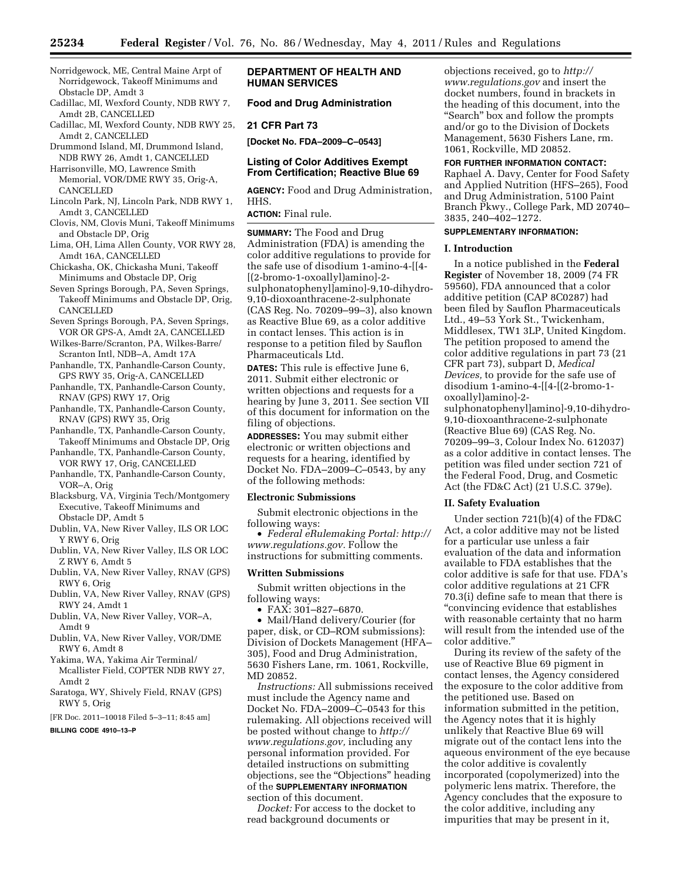Norridgewock, ME, Central Maine Arpt of Norridgewock, Takeoff Minimums and Obstacle DP, Amdt 3

Cadillac, MI, Wexford County, NDB RWY 7, Amdt 2B, CANCELLED

Cadillac, MI, Wexford County, NDB RWY 25, Amdt 2, CANCELLED

Drummond Island, MI, Drummond Island, NDB RWY 26, Amdt 1, CANCELLED

Harrisonville, MO, Lawrence Smith Memorial, VOR/DME RWY 35, Orig-A, CANCELLED

Lincoln Park, NJ, Lincoln Park, NDB RWY 1, Amdt 3, CANCELLED

Clovis, NM, Clovis Muni, Takeoff Minimums and Obstacle DP, Orig

Lima, OH, Lima Allen County, VOR RWY 28, Amdt 16A, CANCELLED

Chickasha, OK, Chickasha Muni, Takeoff Minimums and Obstacle DP, Orig

Seven Springs Borough, PA, Seven Springs, Takeoff Minimums and Obstacle DP, Orig, CANCELLED

Seven Springs Borough, PA, Seven Springs, VOR OR GPS-A, Amdt 2A, CANCELLED

Wilkes-Barre/Scranton, PA, Wilkes-Barre/Scranton Intl, NDB–A, Amdt 17A

Panhandle, TX, Panhandle-Carson County, GPS RWY 35, Orig-A, CANCELLED

Panhandle, TX, Panhandle-Carson County, RNAV (GPS) RWY 17, Orig

Panhandle, TX, Panhandle-Carson County, RNAV (GPS) RWY 35, Orig

Panhandle, TX, Panhandle-Carson County, Takeoff Minimums and Obstacle DP, Orig

Panhandle, TX, Panhandle-Carson County, VOR RWY 17, Orig, CANCELLED

Panhandle, TX, Panhandle-Carson County, VOR–A, Orig

Blacksburg, VA, Virginia Tech/Montgomery Executive, Takeoff Minimums and Obstacle DP, Amdt 5

Dublin, VA, New River Valley, ILS OR LOC Y RWY 6, Orig

Dublin, VA, New River Valley, ILS OR LOC Z RWY 6, Amdt 5

Dublin, VA, New River Valley, RNAV (GPS) RWY 6, Orig

Dublin, VA, New River Valley, RNAV (GPS) RWY 24, Amdt 1

Dublin, VA, New River Valley, VOR–A, Amdt 9

Dublin, VA, New River Valley, VOR/DME RWY 6, Amdt 8

Yakima, WA, Yakima Air Terminal/Mcallister Field, COPTER NDB RWY 27, Amdt 2

Saratoga, WY, Shively Field, RNAV (GPS) RWY 5, Orig

[FR Doc. 2011–10018 Filed 5–3–11; 8:45 am]

**BILLING CODE 4910–13–P**

## DEPARTMENT OF HEALTH AND HUMAN SERVICES

### Food and Drug Administration

### 21 CFR Part 73

**[Docket No. FDA–2009–C–0543]**

### Listing of Color Additives Exempt From Certification; Reactive Blue 69

**AGENCY:** Food and Drug Administration, HHS.

**ACTION:** Final rule.

**SUMMARY:** The Food and Drug Administration (FDA) is amending the color additive regulations to provide for the safe use of disodium 1-amino-4-[[4-[(2-bromo-1-oxoallyl)amino]-2-sulphonatophenyl]amino]-9,10-dihydro-9,10-dioxoanthracene-2-sulphonate (CAS Reg. No. 70209–99–3), also known as Reactive Blue 69, as a color additive in contact lenses. This action is in response to a petition filed by Sauflon Pharmaceuticals Ltd.

**DATES:** This rule is effective June 6, 2011. Submit either electronic or written objections and requests for a hearing by June 3, 2011. See section VII of this document for information on the filing of objections.

**ADDRESSES:** You may submit either electronic or written objections and requests for a hearing, identified by Docket No. FDA–2009–C–0543, by any of the following methods:

#### Electronic Submissions

Submit electronic objections in the following ways:

• *Federal eRulemaking Portal: http://www.regulations.gov.* Follow the instructions for submitting comments.

#### Written Submissions

Submit written objections in the following ways:

• FAX: 301–827–6870.

• Mail/Hand delivery/Courier (for paper, disk, or CD–ROM submissions): Division of Dockets Management (HFA–305), Food and Drug Administration, 5630 Fishers Lane, rm. 1061, Rockville, MD 20852.

*Instructions:* All submissions received must include the Agency name and Docket No. FDA–2009–C–0543 for this rulemaking. All objections received will be posted without change to *http://www.regulations.gov,* including any personal information provided. For detailed instructions on submitting objections, see the "Objections" heading of the **SUPPLEMENTARY INFORMATION** section of this document.

*Docket:* For access to the docket to read background documents or objections received, go to *http://www.regulations.gov* and insert the docket numbers, found in brackets in the heading of this document, into the "Search" box and follow the prompts and/or go to the Division of Dockets Management, 5630 Fishers Lane, rm. 1061, Rockville, MD 20852.

**FOR FURTHER INFORMATION CONTACT:** Raphael A. Davy, Center for Food Safety and Applied Nutrition (HFS–265), Food and Drug Administration, 5100 Paint Branch Pkwy., College Park, MD 20740–3835, 240–402–1272.

**SUPPLEMENTARY INFORMATION:**

#### I. Introduction

In a notice published in the **Federal Register** of November 18, 2009 (74 FR 59560), FDA announced that a color additive petition (CAP 8C0287) had been filed by Sauflon Pharmaceuticals Ltd., 49–53 York St., Twickenham, Middlesex, TW1 3LP, United Kingdom. The petition proposed to amend the color additive regulations in part 73 (21 CFR part 73), subpart D, *Medical Devices,* to provide for the safe use of disodium 1-amino-4-[[4-[(2-bromo-1-oxoallyl)amino]-2-sulphonatophenyl]amino]-9,10-dihydro-9,10-dioxoanthracene-2-sulphonate (Reactive Blue 69) (CAS Reg. No. 70209–99–3, Colour Index No. 612037) as a color additive in contact lenses. The petition was filed under section 721 of the Federal Food, Drug, and Cosmetic Act (the FD&C Act) (21 U.S.C. 379e).

#### II. Safety Evaluation

Under section 721(b)(4) of the FD&C Act, a color additive may not be listed for a particular use unless a fair evaluation of the data and information available to FDA establishes that the color additive is safe for that use. FDA's color additive regulations at 21 CFR 70.3(i) define safe to mean that there is "convincing evidence that establishes with reasonable certainty that no harm will result from the intended use of the color additive."

During its review of the safety of the use of Reactive Blue 69 pigment in contact lenses, the Agency considered the exposure to the color additive from the petitioned use. Based on information submitted in the petition, the Agency notes that it is highly unlikely that Reactive Blue 69 will migrate out of the contact lens into the aqueous environment of the eye because the color additive is covalently incorporated (copolymerized) into the polymeric lens matrix. Therefore, the Agency concludes that the exposure to the color additive, including any impurities that may be present in it,